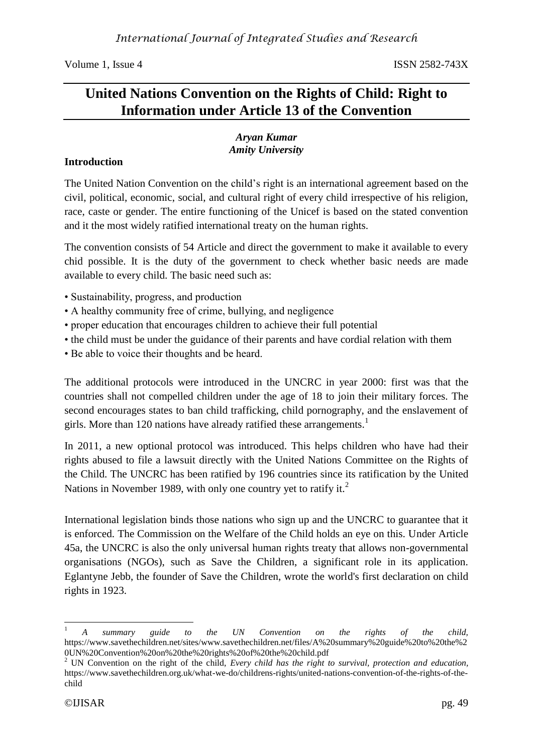# United Nations Convention on the Rights of Child: Right to Information under Article 13 of the Convention

***Aryan Kumar***
***Amity University***

**Introduction**

The United Nation Convention on the child's right is an international agreement based on the civil, political, economic, social, and cultural right of every child irrespective of his religion, race, caste or gender. The entire functioning of the Unicef is based on the stated convention and it the most widely ratified international treaty on the human rights.

The convention consists of 54 Article and direct the government to make it available to every chid possible. It is the duty of the government to check whether basic needs are made available to every child. The basic need such as:

- Sustainability, progress, and production
- A healthy community free of crime, bullying, and negligence
- proper education that encourages children to achieve their full potential
- the child must be under the guidance of their parents and have cordial relation with them
- Be able to voice their thoughts and be heard.

The additional protocols were introduced in the UNCRC in year 2000: first was that the countries shall not compelled children under the age of 18 to join their military forces. The second encourages states to ban child trafficking, child pornography, and the enslavement of girls. More than 120 nations have already ratified these arrangements.[1]

In 2011, a new optional protocol was introduced. This helps children who have had their rights abused to file a lawsuit directly with the United Nations Committee on the Rights of the Child. The UNCRC has been ratified by 196 countries since its ratification by the United Nations in November 1989, with only one country yet to ratify it.[2]

International legislation binds those nations who sign up and the UNCRC to guarantee that it is enforced. The Commission on the Welfare of the Child holds an eye on this. Under Article 45a, the UNCRC is also the only universal human rights treaty that allows non-governmental organisations (NGOs), such as Save the Children, a significant role in its application. Eglantyne Jebb, the founder of Save the Children, wrote the world's first declaration on child rights in 1923.

---

[1] *A summary guide to the UN Convention on the rights of the child,* https://www.savethechildren.net/sites/www.savethechildren.net/files/A%20summary%20guide%20to%20the%20UN%20Convention%20on%20the%20rights%20of%20the%20child.pdf

[2] UN Convention on the right of the child, *Every child has the right to survival, protection and education,* https://www.savethechildren.org.uk/what-we-do/childrens-rights/united-nations-convention-of-the-rights-of-the-child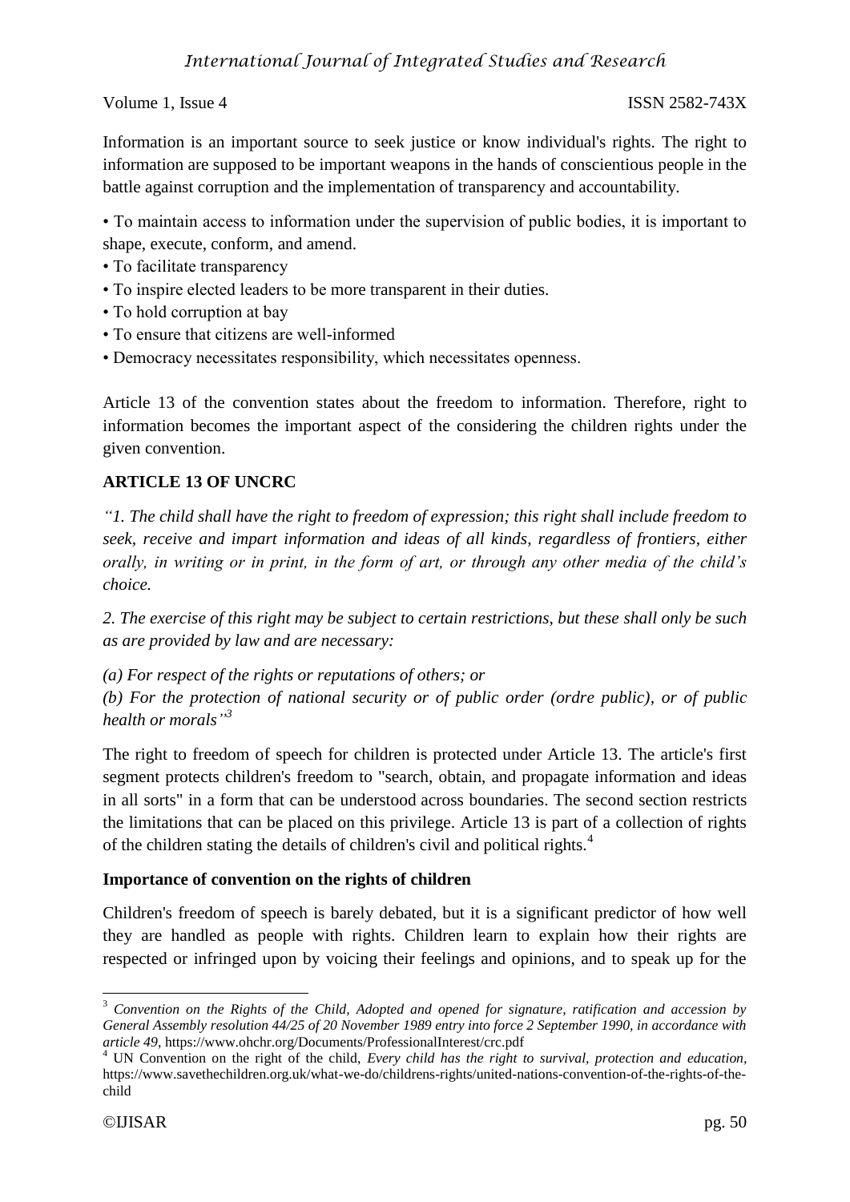Information is an important source to seek justice or know individual's rights. The right to information are supposed to be important weapons in the hands of conscientious people in the battle against corruption and the implementation of transparency and accountability.

- To maintain access to information under the supervision of public bodies, it is important to shape, execute, conform, and amend.
- To facilitate transparency
- To inspire elected leaders to be more transparent in their duties.
- To hold corruption at bay
- To ensure that citizens are well-informed
- Democracy necessitates responsibility, which necessitates openness.

Article 13 of the convention states about the freedom to information. Therefore, right to information becomes the important aspect of the considering the children rights under the given convention.

**ARTICLE 13 OF UNCRC**

*"1. The child shall have the right to freedom of expression; this right shall include freedom to seek, receive and impart information and ideas of all kinds, regardless of frontiers, either orally, in writing or in print, in the form of art, or through any other media of the child's choice.*

*2. The exercise of this right may be subject to certain restrictions, but these shall only be such as are provided by law and are necessary:*

*(a) For respect of the rights or reputations of others; or*
*(b) For the protection of national security or of public order (ordre public), or of public health or morals"*[3]

The right to freedom of speech for children is protected under Article 13. The article's first segment protects children's freedom to "search, obtain, and propagate information and ideas in all sorts" in a form that can be understood across boundaries. The second section restricts the limitations that can be placed on this privilege. Article 13 is part of a collection of rights of the children stating the details of children's civil and political rights.[4]

**Importance of convention on the rights of children**

Children's freedom of speech is barely debated, but it is a significant predictor of how well they are handled as people with rights. Children learn to explain how their rights are respected or infringed upon by voicing their feelings and opinions, and to speak up for the

---

[3] *Convention on the Rights of the Child, Adopted and opened for signature, ratification and accession by General Assembly resolution 44/25 of 20 November 1989 entry into force 2 September 1990, in accordance with article 49*, https://www.ohchr.org/Documents/ProfessionalInterest/crc.pdf

[4] UN Convention on the right of the child, *Every child has the right to survival, protection and education*, https://www.savethechildren.org.uk/what-we-do/childrens-rights/united-nations-convention-of-the-rights-of-the-child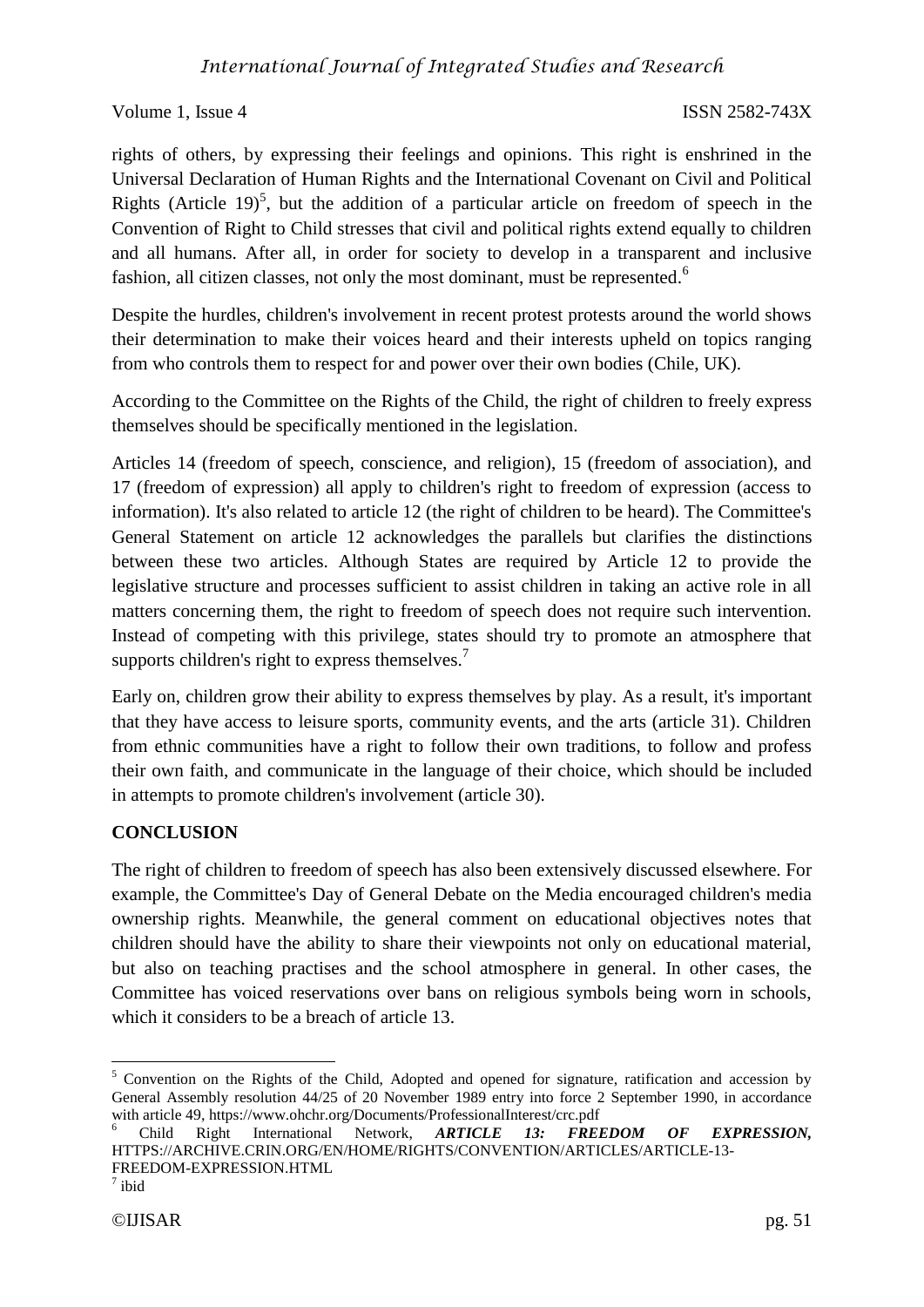rights of others, by expressing their feelings and opinions. This right is enshrined in the Universal Declaration of Human Rights and the International Covenant on Civil and Political Rights (Article 19)[5], but the addition of a particular article on freedom of speech in the Convention of Right to Child stresses that civil and political rights extend equally to children and all humans. After all, in order for society to develop in a transparent and inclusive fashion, all citizen classes, not only the most dominant, must be represented.[6]

Despite the hurdles, children's involvement in recent protest protests around the world shows their determination to make their voices heard and their interests upheld on topics ranging from who controls them to respect for and power over their own bodies (Chile, UK).

According to the Committee on the Rights of the Child, the right of children to freely express themselves should be specifically mentioned in the legislation.

Articles 14 (freedom of speech, conscience, and religion), 15 (freedom of association), and 17 (freedom of expression) all apply to children's right to freedom of expression (access to information). It's also related to article 12 (the right of children to be heard). The Committee's General Statement on article 12 acknowledges the parallels but clarifies the distinctions between these two articles. Although States are required by Article 12 to provide the legislative structure and processes sufficient to assist children in taking an active role in all matters concerning them, the right to freedom of speech does not require such intervention. Instead of competing with this privilege, states should try to promote an atmosphere that supports children's right to express themselves.[7]

Early on, children grow their ability to express themselves by play. As a result, it's important that they have access to leisure sports, community events, and the arts (article 31). Children from ethnic communities have a right to follow their own traditions, to follow and profess their own faith, and communicate in the language of their choice, which should be included in attempts to promote children's involvement (article 30).

## CONCLUSION

The right of children to freedom of speech has also been extensively discussed elsewhere. For example, the Committee's Day of General Debate on the Media encouraged children's media ownership rights. Meanwhile, the general comment on educational objectives notes that children should have the ability to share their viewpoints not only on educational material, but also on teaching practises and the school atmosphere in general. In other cases, the Committee has voiced reservations over bans on religious symbols being worn in schools, which it considers to be a breach of article 13.

---

[5] Convention on the Rights of the Child, Adopted and opened for signature, ratification and accession by General Assembly resolution 44/25 of 20 November 1989 entry into force 2 September 1990, in accordance with article 49, https://www.ohchr.org/Documents/ProfessionalInterest/crc.pdf

[6] Child Right International Network, ***ARTICLE 13: FREEDOM OF EXPRESSION,*** HTTPS://ARCHIVE.CRIN.ORG/EN/HOME/RIGHTS/CONVENTION/ARTICLES/ARTICLE-13-FREEDOM-EXPRESSION.HTML

[7] ibid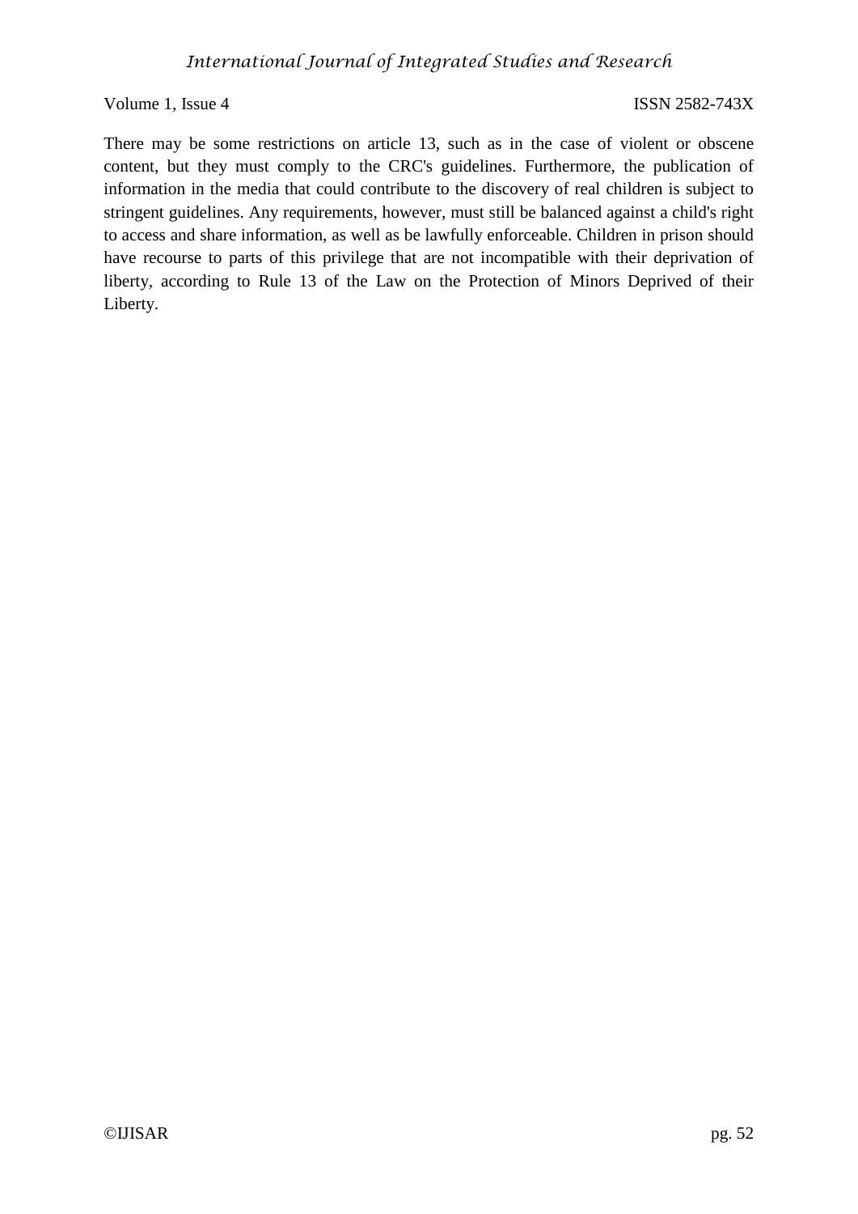There may be some restrictions on article 13, such as in the case of violent or obscene content, but they must comply to the CRC's guidelines. Furthermore, the publication of information in the media that could contribute to the discovery of real children is subject to stringent guidelines. Any requirements, however, must still be balanced against a child's right to access and share information, as well as be lawfully enforceable. Children in prison should have recourse to parts of this privilege that are not incompatible with their deprivation of liberty, according to Rule 13 of the Law on the Protection of Minors Deprived of their Liberty.